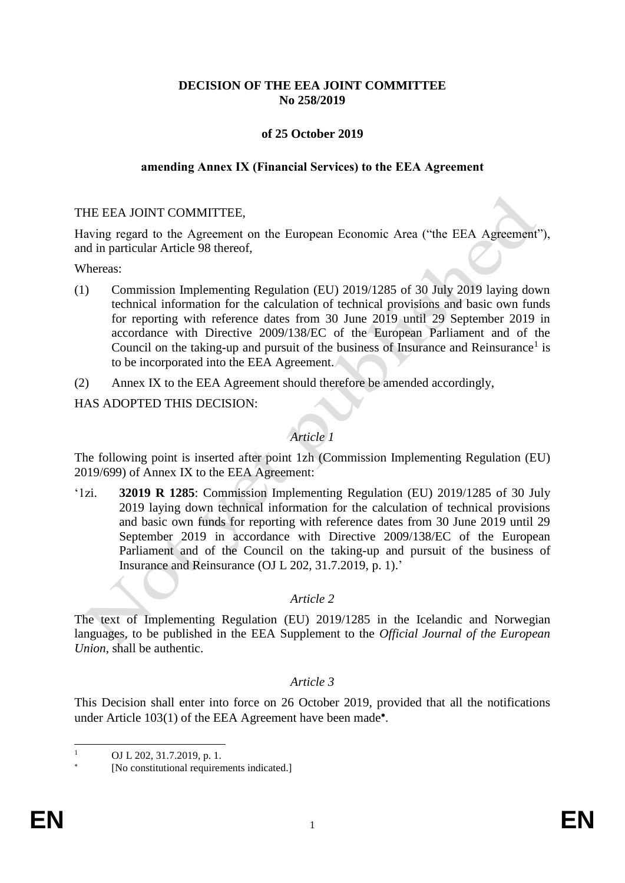**DECISION OF THE EEA JOINT COMMITTEE**
**No 258/2019**

**of 25 October 2019**

**amending Annex IX (Financial Services) to the EEA Agreement**

THE EEA JOINT COMMITTEE,

Having regard to the Agreement on the European Economic Area ("the EEA Agreement"), and in particular Article 98 thereof,

Whereas:

(1) Commission Implementing Regulation (EU) 2019/1285 of 30 July 2019 laying down technical information for the calculation of technical provisions and basic own funds for reporting with reference dates from 30 June 2019 until 29 September 2019 in accordance with Directive 2009/138/EC of the European Parliament and of the Council on the taking-up and pursuit of the business of Insurance and Reinsurance[1] is to be incorporated into the EEA Agreement.

(2) Annex IX to the EEA Agreement should therefore be amended accordingly,

HAS ADOPTED THIS DECISION:

*Article 1*

The following point is inserted after point 1zh (Commission Implementing Regulation (EU) 2019/699) of Annex IX to the EEA Agreement:

'1zi. **32019 R 1285**: Commission Implementing Regulation (EU) 2019/1285 of 30 July 2019 laying down technical information for the calculation of technical provisions and basic own funds for reporting with reference dates from 30 June 2019 until 29 September 2019 in accordance with Directive 2009/138/EC of the European Parliament and of the Council on the taking-up and pursuit of the business of Insurance and Reinsurance (OJ L 202, 31.7.2019, p. 1).'

*Article 2*

The text of Implementing Regulation (EU) 2019/1285 in the Icelandic and Norwegian languages, to be published in the EEA Supplement to the *Official Journal of the European Union*, shall be authentic.

*Article 3*

This Decision shall enter into force on 26 October 2019, provided that all the notifications under Article 103(1) of the EEA Agreement have been made[*].

---

[1] OJ L 202, 31.7.2019, p. 1.

[*] [No constitutional requirements indicated.]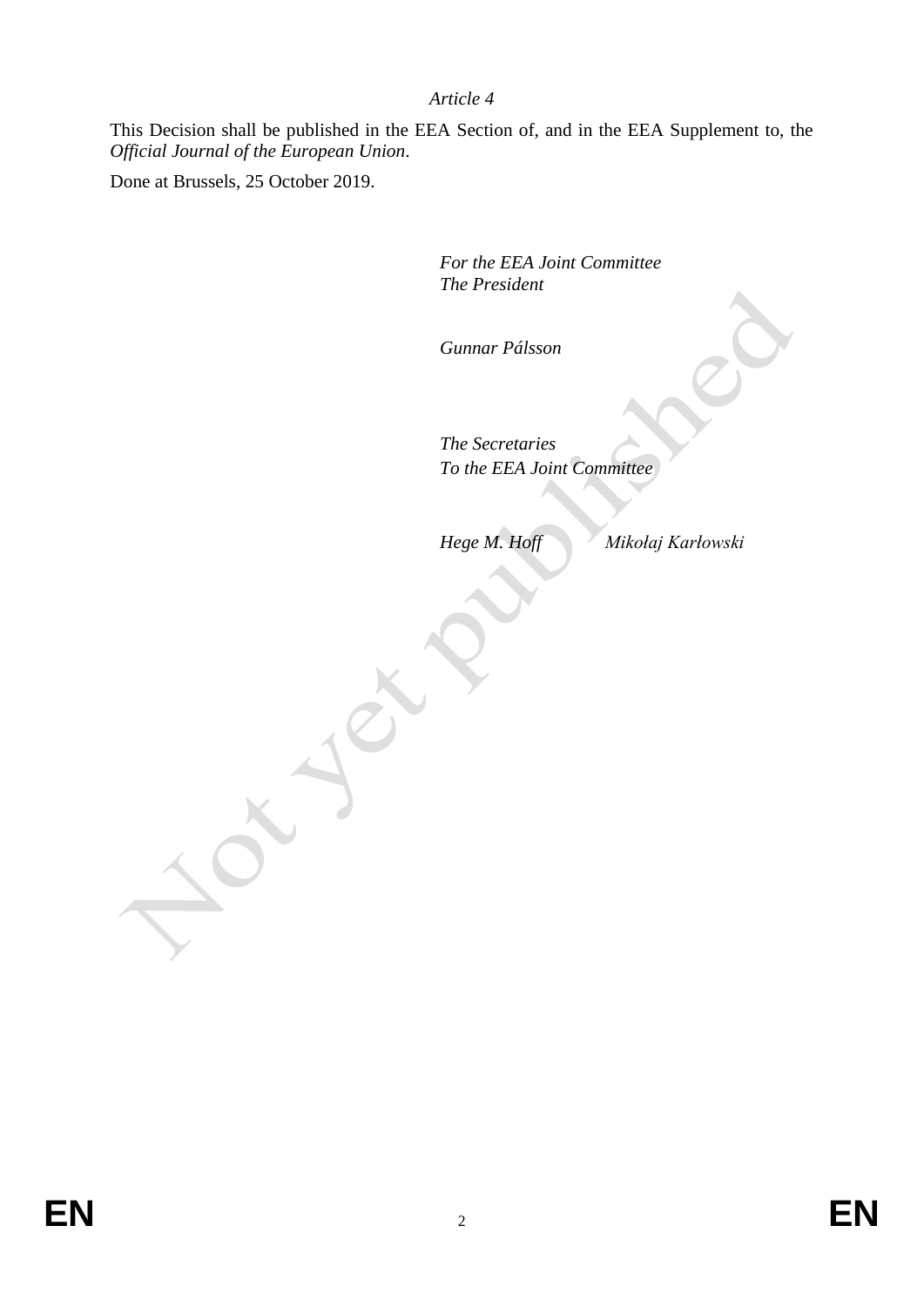*Article 4*

This Decision shall be published in the EEA Section of, and in the EEA Supplement to, the *Official Journal of the European Union*.

Done at Brussels, 25 October 2019.

*For the EEA Joint Committee*
*The President*

*Gunnar Pálsson*

*The Secretaries*
*To the EEA Joint Committee*

*Hege M. Hoff* *Mikołaj Karłowski*